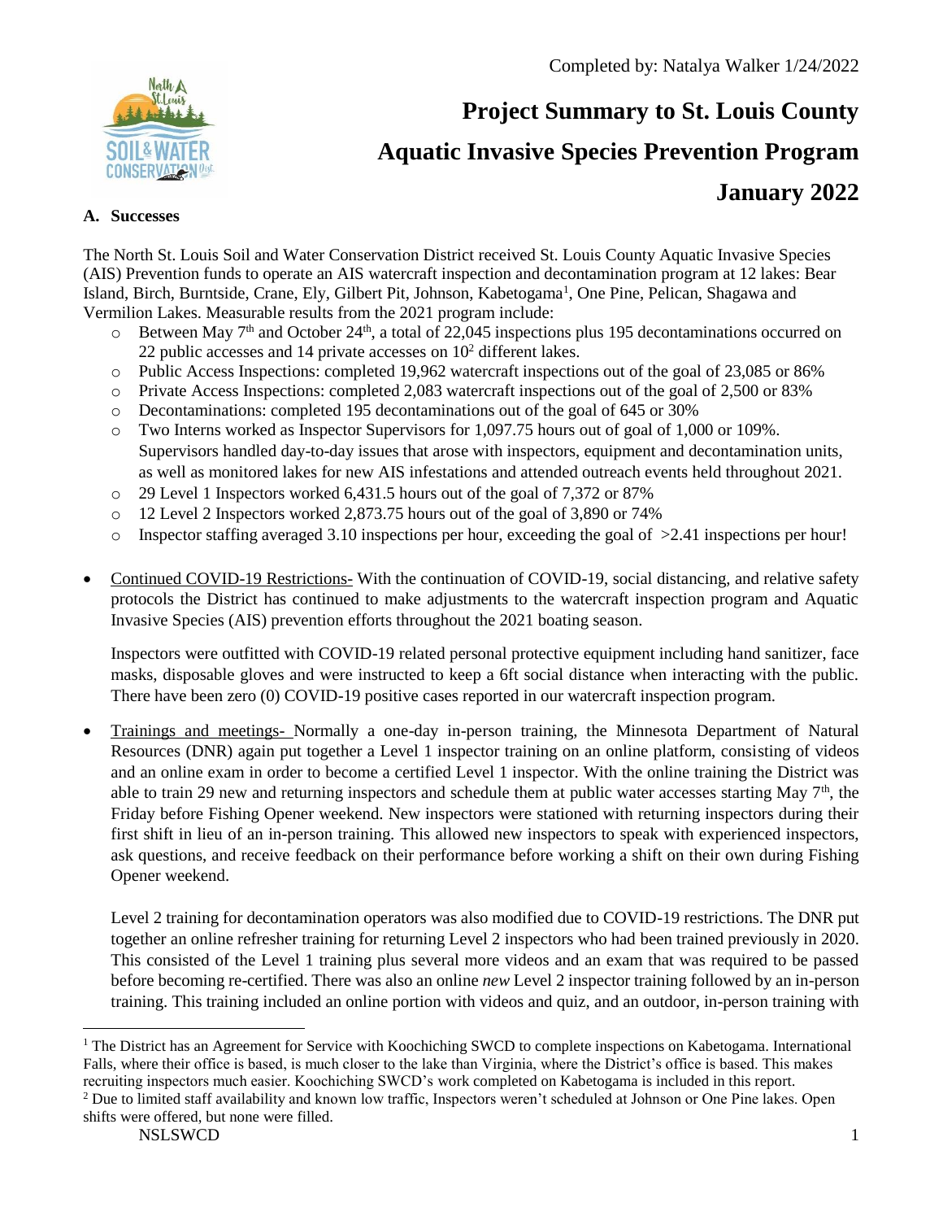Completed by: Natalya Walker 1/24/2022

# Project Summary to St. Louis County
# Aquatic Invasive Species Prevention Program
# January 2022

## A. Successes

The North St. Louis Soil and Water Conservation District received St. Louis County Aquatic Invasive Species (AIS) Prevention funds to operate an AIS watercraft inspection and decontamination program at 12 lakes: Bear Island, Birch, Burntside, Crane, Ely, Gilbert Pit, Johnson, Kabetogama[1], One Pine, Pelican, Shagawa and Vermilion Lakes. Measurable results from the 2021 program include:

- Between May 7th and October 24th, a total of 22,045 inspections plus 195 decontaminations occurred on 22 public accesses and 14 private accesses on 10[2] different lakes.
- Public Access Inspections: completed 19,962 watercraft inspections out of the goal of 23,085 or 86%
- Private Access Inspections: completed 2,083 watercraft inspections out of the goal of 2,500 or 83%
- Decontaminations: completed 195 decontaminations out of the goal of 645 or 30%
- Two Interns worked as Inspector Supervisors for 1,097.75 hours out of goal of 1,000 or 109%. Supervisors handled day-to-day issues that arose with inspectors, equipment and decontamination units, as well as monitored lakes for new AIS infestations and attended outreach events held throughout 2021.
- 29 Level 1 Inspectors worked 6,431.5 hours out of the goal of 7,372 or 87%
- 12 Level 2 Inspectors worked 2,873.75 hours out of the goal of 3,890 or 74%
- Inspector staffing averaged 3.10 inspections per hour, exceeding the goal of >2.41 inspections per hour!

- Continued COVID-19 Restrictions- With the continuation of COVID-19, social distancing, and relative safety protocols the District has continued to make adjustments to the watercraft inspection program and Aquatic Invasive Species (AIS) prevention efforts throughout the 2021 boating season.

  Inspectors were outfitted with COVID-19 related personal protective equipment including hand sanitizer, face masks, disposable gloves and were instructed to keep a 6ft social distance when interacting with the public. There have been zero (0) COVID-19 positive cases reported in our watercraft inspection program.

- Trainings and meetings- Normally a one-day in-person training, the Minnesota Department of Natural Resources (DNR) again put together a Level 1 inspector training on an online platform, consisting of videos and an online exam in order to become a certified Level 1 inspector. With the online training the District was able to train 29 new and returning inspectors and schedule them at public water accesses starting May 7th, the Friday before Fishing Opener weekend. New inspectors were stationed with returning inspectors during their first shift in lieu of an in-person training. This allowed new inspectors to speak with experienced inspectors, ask questions, and receive feedback on their performance before working a shift on their own during Fishing Opener weekend.

  Level 2 training for decontamination operators was also modified due to COVID-19 restrictions. The DNR put together an online refresher training for returning Level 2 inspectors who had been trained previously in 2020. This consisted of the Level 1 training plus several more videos and an exam that was required to be passed before becoming re-certified. There was also an online *new* Level 2 inspector training followed by an in-person training. This training included an online portion with videos and quiz, and an outdoor, in-person training with

---

[1] The District has an Agreement for Service with Koochiching SWCD to complete inspections on Kabetogama. International Falls, where their office is based, is much closer to the lake than Virginia, where the District's office is based. This makes recruiting inspectors much easier. Koochiching SWCD's work completed on Kabetogama is included in this report.

[2] Due to limited staff availability and known low traffic, Inspectors weren't scheduled at Johnson or One Pine lakes. Open shifts were offered, but none were filled.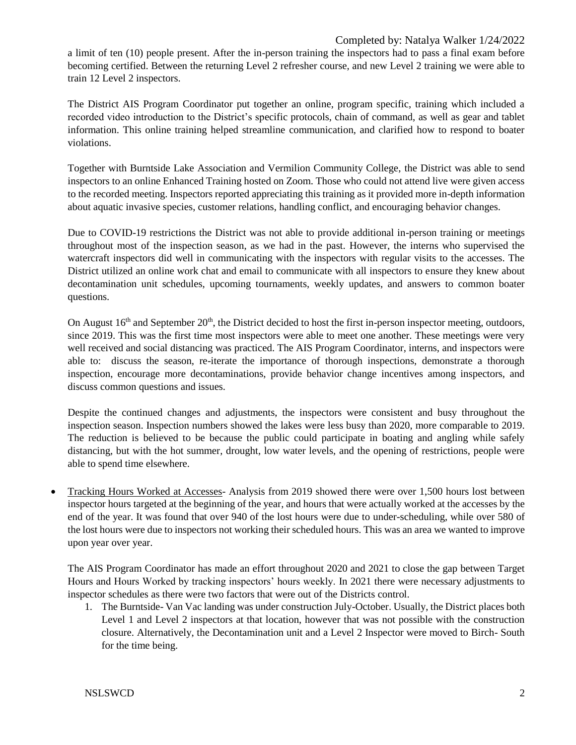a limit of ten (10) people present. After the in-person training the inspectors had to pass a final exam before becoming certified. Between the returning Level 2 refresher course, and new Level 2 training we were able to train 12 Level 2 inspectors.

The District AIS Program Coordinator put together an online, program specific, training which included a recorded video introduction to the District's specific protocols, chain of command, as well as gear and tablet information. This online training helped streamline communication, and clarified how to respond to boater violations.

Together with Burntside Lake Association and Vermilion Community College, the District was able to send inspectors to an online Enhanced Training hosted on Zoom. Those who could not attend live were given access to the recorded meeting. Inspectors reported appreciating this training as it provided more in-depth information about aquatic invasive species, customer relations, handling conflict, and encouraging behavior changes.

Due to COVID-19 restrictions the District was not able to provide additional in-person training or meetings throughout most of the inspection season, as we had in the past. However, the interns who supervised the watercraft inspectors did well in communicating with the inspectors with regular visits to the accesses. The District utilized an online work chat and email to communicate with all inspectors to ensure they knew about decontamination unit schedules, upcoming tournaments, weekly updates, and answers to common boater questions.

On August 16th and September 20th, the District decided to host the first in-person inspector meeting, outdoors, since 2019. This was the first time most inspectors were able to meet one another. These meetings were very well received and social distancing was practiced. The AIS Program Coordinator, interns, and inspectors were able to: discuss the season, re-iterate the importance of thorough inspections, demonstrate a thorough inspection, encourage more decontaminations, provide behavior change incentives among inspectors, and discuss common questions and issues.

Despite the continued changes and adjustments, the inspectors were consistent and busy throughout the inspection season. Inspection numbers showed the lakes were less busy than 2020, more comparable to 2019. The reduction is believed to be because the public could participate in boating and angling while safely distancing, but with the hot summer, drought, low water levels, and the opening of restrictions, people were able to spend time elsewhere.

- Tracking Hours Worked at Accesses- Analysis from 2019 showed there were over 1,500 hours lost between inspector hours targeted at the beginning of the year, and hours that were actually worked at the accesses by the end of the year. It was found that over 940 of the lost hours were due to under-scheduling, while over 580 of the lost hours were due to inspectors not working their scheduled hours. This was an area we wanted to improve upon year over year.

  The AIS Program Coordinator has made an effort throughout 2020 and 2021 to close the gap between Target Hours and Hours Worked by tracking inspectors' hours weekly. In 2021 there were necessary adjustments to inspector schedules as there were two factors that were out of the Districts control.

  1. The Burntside- Van Vac landing was under construction July-October. Usually, the District places both Level 1 and Level 2 inspectors at that location, however that was not possible with the construction closure. Alternatively, the Decontamination unit and a Level 2 Inspector were moved to Birch- South for the time being.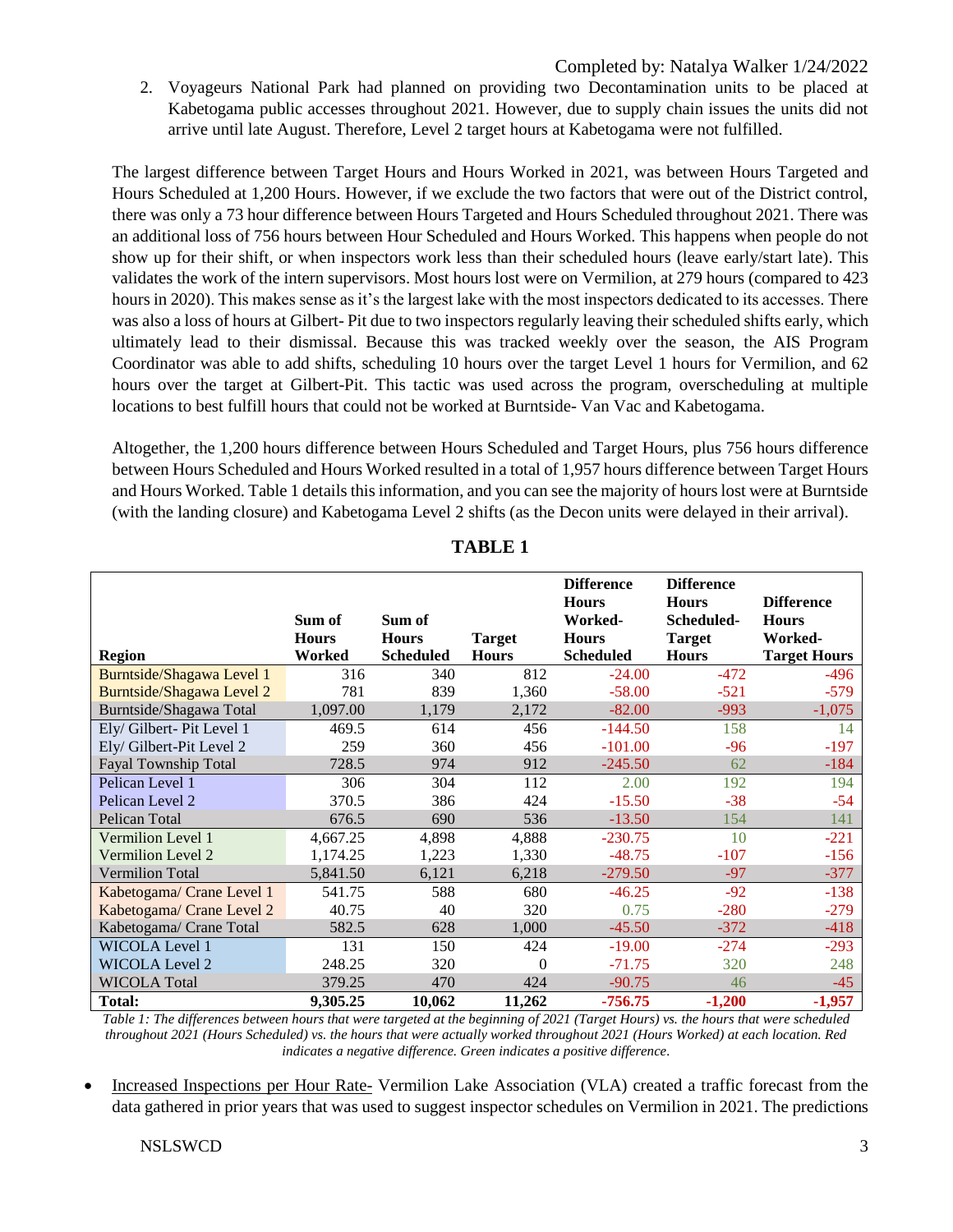Completed by: Natalya Walker 1/24/2022

2. Voyageurs National Park had planned on providing two Decontamination units to be placed at Kabetogama public accesses throughout 2021. However, due to supply chain issues the units did not arrive until late August. Therefore, Level 2 target hours at Kabetogama were not fulfilled.

The largest difference between Target Hours and Hours Worked in 2021, was between Hours Targeted and Hours Scheduled at 1,200 Hours. However, if we exclude the two factors that were out of the District control, there was only a 73 hour difference between Hours Targeted and Hours Scheduled throughout 2021. There was an additional loss of 756 hours between Hour Scheduled and Hours Worked. This happens when people do not show up for their shift, or when inspectors work less than their scheduled hours (leave early/start late). This validates the work of the intern supervisors. Most hours lost were on Vermilion, at 279 hours (compared to 423 hours in 2020). This makes sense as it's the largest lake with the most inspectors dedicated to its accesses. There was also a loss of hours at Gilbert- Pit due to two inspectors regularly leaving their scheduled shifts early, which ultimately lead to their dismissal. Because this was tracked weekly over the season, the AIS Program Coordinator was able to add shifts, scheduling 10 hours over the target Level 1 hours for Vermilion, and 62 hours over the target at Gilbert-Pit. This tactic was used across the program, overscheduling at multiple locations to best fulfill hours that could not be worked at Burntside- Van Vac and Kabetogama.

Altogether, the 1,200 hours difference between Hours Scheduled and Target Hours, plus 756 hours difference between Hours Scheduled and Hours Worked resulted in a total of 1,957 hours difference between Target Hours and Hours Worked. Table 1 details this information, and you can see the majority of hours lost were at Burntside (with the landing closure) and Kabetogama Level 2 shifts (as the Decon units were delayed in their arrival).

**TABLE 1**

| Region | Sum of Hours Worked | Sum of Hours Scheduled | Target Hours | Difference Hours Worked- Hours Scheduled | Difference Hours Scheduled- Target Hours | Difference Hours Worked- Target Hours |
|---|---|---|---|---|---|---|
| Burntside/Shagawa Level 1 | 316 | 340 | 812 | -24.00 | -472 | -496 |
| Burntside/Shagawa Level 2 | 781 | 839 | 1,360 | -58.00 | -521 | -579 |
| Burntside/Shagawa Total | 1,097.00 | 1,179 | 2,172 | -82.00 | -993 | -1,075 |
| Ely/ Gilbert- Pit Level 1 | 469.5 | 614 | 456 | -144.50 | 158 | 14 |
| Ely/ Gilbert-Pit Level 2 | 259 | 360 | 456 | -101.00 | -96 | -197 |
| Fayal Township Total | 728.5 | 974 | 912 | -245.50 | 62 | -184 |
| Pelican Level 1 | 306 | 304 | 112 | 2.00 | 192 | 194 |
| Pelican Level 2 | 370.5 | 386 | 424 | -15.50 | -38 | -54 |
| Pelican Total | 676.5 | 690 | 536 | -13.50 | 154 | 141 |
| Vermilion Level 1 | 4,667.25 | 4,898 | 4,888 | -230.75 | 10 | -221 |
| Vermilion Level 2 | 1,174.25 | 1,223 | 1,330 | -48.75 | -107 | -156 |
| Vermilion Total | 5,841.50 | 6,121 | 6,218 | -279.50 | -97 | -377 |
| Kabetogama/ Crane Level 1 | 541.75 | 588 | 680 | -46.25 | -92 | -138 |
| Kabetogama/ Crane Level 2 | 40.75 | 40 | 320 | 0.75 | -280 | -279 |
| Kabetogama/ Crane Total | 582.5 | 628 | 1,000 | -45.50 | -372 | -418 |
| WICOLA Level 1 | 131 | 150 | 424 | -19.00 | -274 | -293 |
| WICOLA Level 2 | 248.25 | 320 | 0 | -71.75 | 320 | 248 |
| WICOLA Total | 379.25 | 470 | 424 | -90.75 | 46 | -45 |
| **Total:** | **9,305.25** | **10,062** | **11,262** | **-756.75** | **-1,200** | **-1,957** |

*Table 1: The differences between hours that were targeted at the beginning of 2021 (Target Hours) vs. the hours that were scheduled throughout 2021 (Hours Scheduled) vs. the hours that were actually worked throughout 2021 (Hours Worked) at each location. Red indicates a negative difference. Green indicates a positive difference.*

- Increased Inspections per Hour Rate- Vermilion Lake Association (VLA) created a traffic forecast from the data gathered in prior years that was used to suggest inspector schedules on Vermilion in 2021. The predictions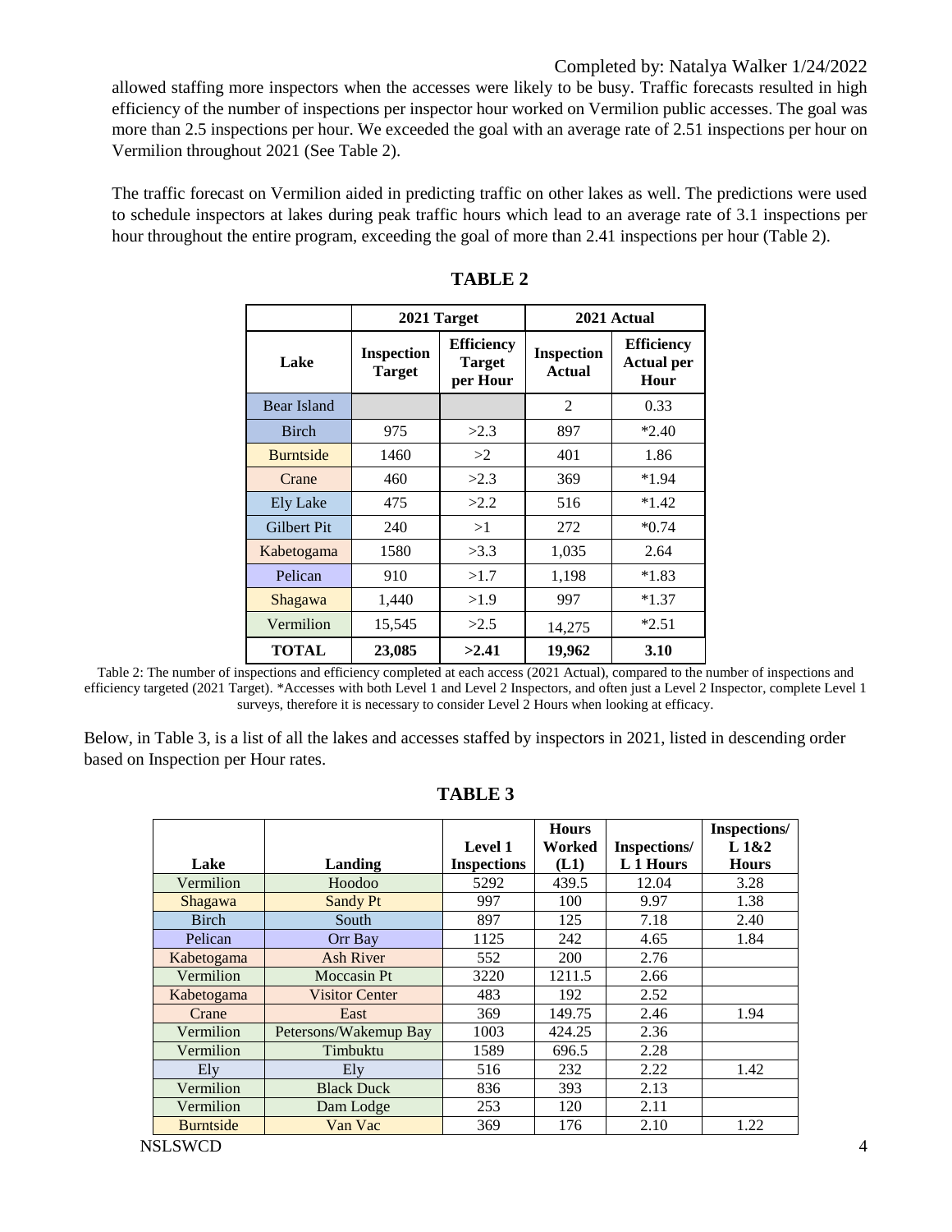allowed staffing more inspectors when the accesses were likely to be busy. Traffic forecasts resulted in high efficiency of the number of inspections per inspector hour worked on Vermilion public accesses. The goal was more than 2.5 inspections per hour. We exceeded the goal with an average rate of 2.51 inspections per hour on Vermilion throughout 2021 (See Table 2).

The traffic forecast on Vermilion aided in predicting traffic on other lakes as well. The predictions were used to schedule inspectors at lakes during peak traffic hours which lead to an average rate of 3.1 inspections per hour throughout the entire program, exceeding the goal of more than 2.41 inspections per hour (Table 2).

## TABLE 2

| | 2021 Target | | 2021 Actual | |
|---|---|---|---|---|
| **Lake** | **Inspection Target** | **Efficiency Target per Hour** | **Inspection Actual** | **Efficiency Actual per Hour** |
| Bear Island | | | 2 | 0.33 |
| Birch | 975 | >2.3 | 897 | *2.40 |
| Burntside | 1460 | >2 | 401 | 1.86 |
| Crane | 460 | >2.3 | 369 | *1.94 |
| Ely Lake | 475 | >2.2 | 516 | *1.42 |
| Gilbert Pit | 240 | >1 | 272 | *0.74 |
| Kabetogama | 1580 | >3.3 | 1,035 | 2.64 |
| Pelican | 910 | >1.7 | 1,198 | *1.83 |
| Shagawa | 1,440 | >1.9 | 997 | *1.37 |
| Vermilion | 15,545 | >2.5 | 14,275 | *2.51 |
| **TOTAL** | **23,085** | **>2.41** | **19,962** | **3.10** |

Table 2: The number of inspections and efficiency completed at each access (2021 Actual), compared to the number of inspections and efficiency targeted (2021 Target). *Accesses with both Level 1 and Level 2 Inspectors, and often just a Level 2 Inspector, complete Level 1 surveys, therefore it is necessary to consider Level 2 Hours when looking at efficacy.

Below, in Table 3, is a list of all the lakes and accesses staffed by inspectors in 2021, listed in descending order based on Inspection per Hour rates.

## TABLE 3

| Lake | Landing | Level 1 Inspections | Hours Worked (L1) | Inspections/ L 1 Hours | Inspections/ L 1&2 Hours |
|---|---|---|---|---|---|
| Vermilion | Hoodoo | 5292 | 439.5 | 12.04 | 3.28 |
| Shagawa | Sandy Pt | 997 | 100 | 9.97 | 1.38 |
| Birch | South | 897 | 125 | 7.18 | 2.40 |
| Pelican | Orr Bay | 1125 | 242 | 4.65 | 1.84 |
| Kabetogama | Ash River | 552 | 200 | 2.76 | |
| Vermilion | Moccasin Pt | 3220 | 1211.5 | 2.66 | |
| Kabetogama | Visitor Center | 483 | 192 | 2.52 | |
| Crane | East | 369 | 149.75 | 2.46 | 1.94 |
| Vermilion | Petersons/Wakemup Bay | 1003 | 424.25 | 2.36 | |
| Vermilion | Timbuktu | 1589 | 696.5 | 2.28 | |
| Ely | Ely | 516 | 232 | 2.22 | 1.42 |
| Vermilion | Black Duck | 836 | 393 | 2.13 | |
| Vermilion | Dam Lodge | 253 | 120 | 2.11 | |
| Burntside | Van Vac | 369 | 176 | 2.10 | 1.22 |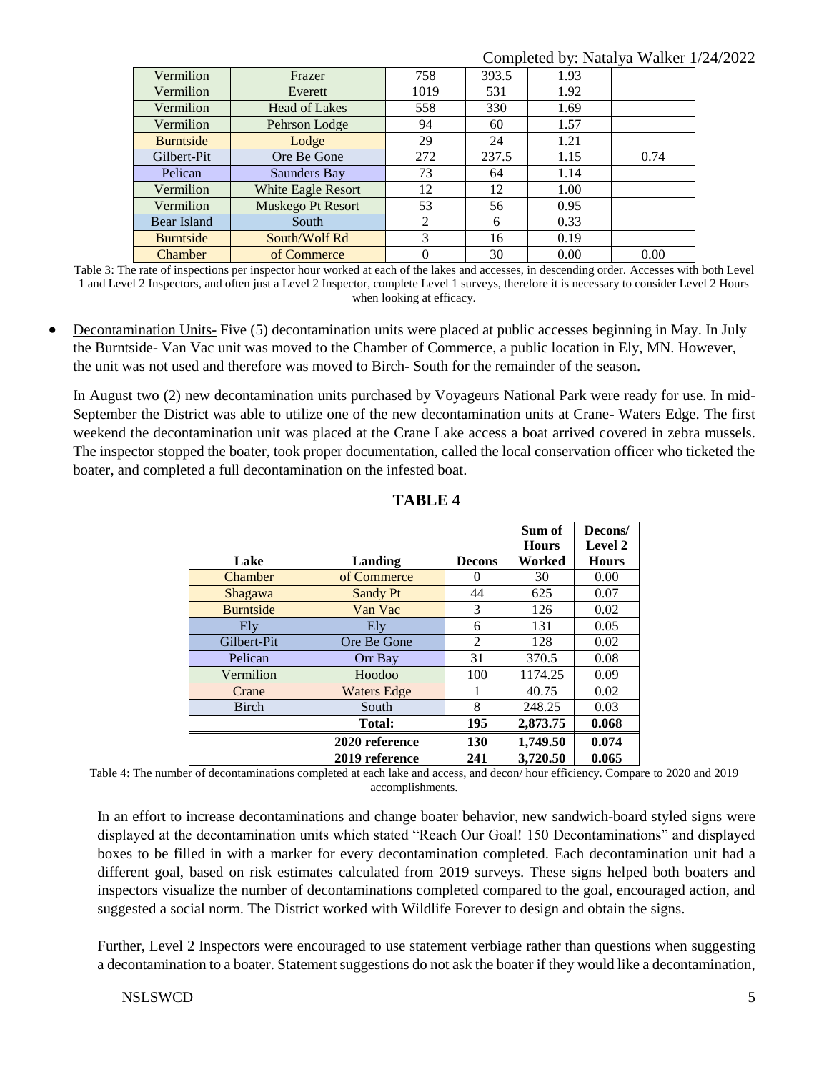Completed by: Natalya Walker 1/24/2022

| | | | | | |
|---|---|---|---|---|---|
| Vermilion | Frazer | 758 | 393.5 | 1.93 | |
| Vermilion | Everett | 1019 | 531 | 1.92 | |
| Vermilion | Head of Lakes | 558 | 330 | 1.69 | |
| Vermilion | Pehrson Lodge | 94 | 60 | 1.57 | |
| Burntside | Lodge | 29 | 24 | 1.21 | |
| Gilbert-Pit | Ore Be Gone | 272 | 237.5 | 1.15 | 0.74 |
| Pelican | Saunders Bay | 73 | 64 | 1.14 | |
| Vermilion | White Eagle Resort | 12 | 12 | 1.00 | |
| Vermilion | Muskego Pt Resort | 53 | 56 | 0.95 | |
| Bear Island | South | 2 | 6 | 0.33 | |
| Burntside | South/Wolf Rd | 3 | 16 | 0.19 | |
| Chamber | of Commerce | 0 | 30 | 0.00 | 0.00 |

Table 3: The rate of inspections per inspector hour worked at each of the lakes and accesses, in descending order. Accesses with both Level 1 and Level 2 Inspectors, and often just a Level 2 Inspector, complete Level 1 surveys, therefore it is necessary to consider Level 2 Hours when looking at efficacy.

- Decontamination Units- Five (5) decontamination units were placed at public accesses beginning in May. In July the Burntside- Van Vac unit was moved to the Chamber of Commerce, a public location in Ely, MN. However, the unit was not used and therefore was moved to Birch- South for the remainder of the season.

In August two (2) new decontamination units purchased by Voyageurs National Park were ready for use. In mid-September the District was able to utilize one of the new decontamination units at Crane- Waters Edge. The first weekend the decontamination unit was placed at the Crane Lake access a boat arrived covered in zebra mussels. The inspector stopped the boater, took proper documentation, called the local conservation officer who ticketed the boater, and completed a full decontamination on the infested boat.

**TABLE 4**

| Lake | Landing | Decons | Sum of Hours Worked | Decons/ Level 2 Hours |
|---|---|---|---|---|
| Chamber | of Commerce | 0 | 30 | 0.00 |
| Shagawa | Sandy Pt | 44 | 625 | 0.07 |
| Burntside | Van Vac | 3 | 126 | 0.02 |
| Ely | Ely | 6 | 131 | 0.05 |
| Gilbert-Pit | Ore Be Gone | 2 | 128 | 0.02 |
| Pelican | Orr Bay | 31 | 370.5 | 0.08 |
| Vermilion | Hoodoo | 100 | 1174.25 | 0.09 |
| Crane | Waters Edge | 1 | 40.75 | 0.02 |
| Birch | South | 8 | 248.25 | 0.03 |
| | **Total:** | **195** | **2,873.75** | **0.068** |
| | **2020 reference** | **130** | **1,749.50** | **0.074** |
| | **2019 reference** | **241** | **3,720.50** | **0.065** |

Table 4: The number of decontaminations completed at each lake and access, and decon/ hour efficiency. Compare to 2020 and 2019 accomplishments.

In an effort to increase decontaminations and change boater behavior, new sandwich-board styled signs were displayed at the decontamination units which stated "Reach Our Goal! 150 Decontaminations" and displayed boxes to be filled in with a marker for every decontamination completed. Each decontamination unit had a different goal, based on risk estimates calculated from 2019 surveys. These signs helped both boaters and inspectors visualize the number of decontaminations completed compared to the goal, encouraged action, and suggested a social norm. The District worked with Wildlife Forever to design and obtain the signs.

Further, Level 2 Inspectors were encouraged to use statement verbiage rather than questions when suggesting a decontamination to a boater. Statement suggestions do not ask the boater if they would like a decontamination,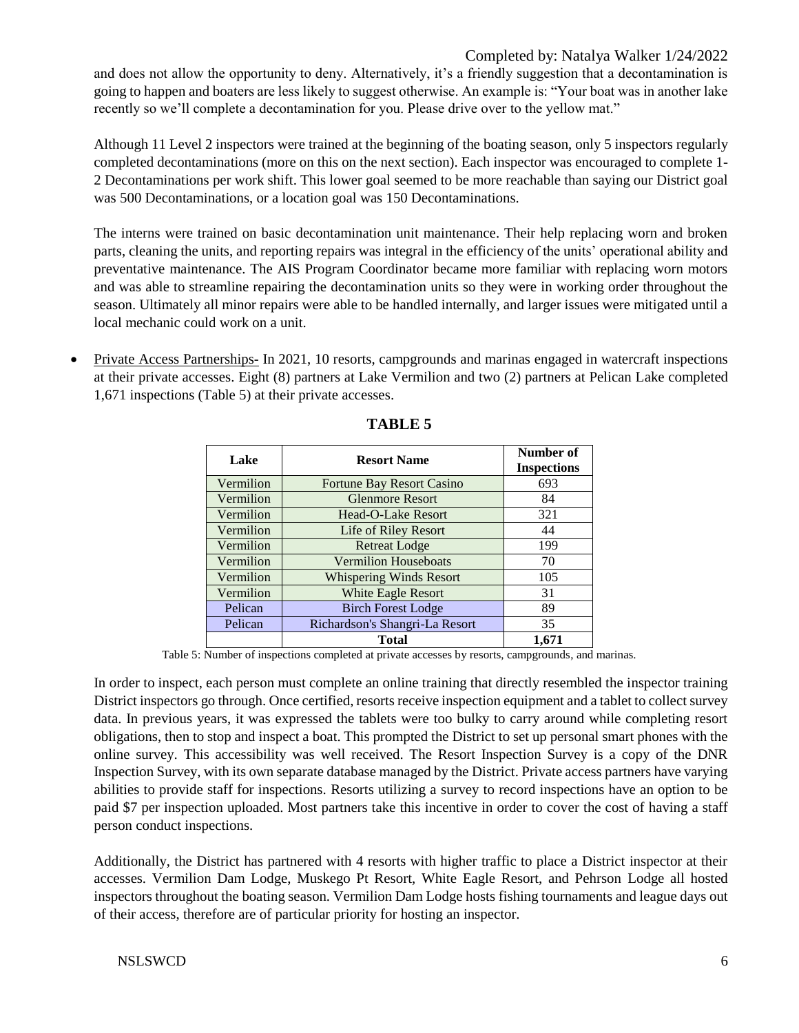and does not allow the opportunity to deny. Alternatively, it's a friendly suggestion that a decontamination is going to happen and boaters are less likely to suggest otherwise. An example is: "Your boat was in another lake recently so we'll complete a decontamination for you. Please drive over to the yellow mat."

Although 11 Level 2 inspectors were trained at the beginning of the boating season, only 5 inspectors regularly completed decontaminations (more on this on the next section). Each inspector was encouraged to complete 1-2 Decontaminations per work shift. This lower goal seemed to be more reachable than saying our District goal was 500 Decontaminations, or a location goal was 150 Decontaminations.

The interns were trained on basic decontamination unit maintenance. Their help replacing worn and broken parts, cleaning the units, and reporting repairs was integral in the efficiency of the units' operational ability and preventative maintenance. The AIS Program Coordinator became more familiar with replacing worn motors and was able to streamline repairing the decontamination units so they were in working order throughout the season. Ultimately all minor repairs were able to be handled internally, and larger issues were mitigated until a local mechanic could work on a unit.

- Private Access Partnerships- In 2021, 10 resorts, campgrounds and marinas engaged in watercraft inspections at their private accesses. Eight (8) partners at Lake Vermilion and two (2) partners at Pelican Lake completed 1,671 inspections (Table 5) at their private accesses.

**TABLE 5**

| Lake | Resort Name | Number of Inspections |
|---|---|---|
| Vermilion | Fortune Bay Resort Casino | 693 |
| Vermilion | Glenmore Resort | 84 |
| Vermilion | Head-O-Lake Resort | 321 |
| Vermilion | Life of Riley Resort | 44 |
| Vermilion | Retreat Lodge | 199 |
| Vermilion | Vermilion Houseboats | 70 |
| Vermilion | Whispering Winds Resort | 105 |
| Vermilion | White Eagle Resort | 31 |
| Pelican | Birch Forest Lodge | 89 |
| Pelican | Richardson's Shangri-La Resort | 35 |
| | **Total** | **1,671** |

Table 5: Number of inspections completed at private accesses by resorts, campgrounds, and marinas.

In order to inspect, each person must complete an online training that directly resembled the inspector training District inspectors go through. Once certified, resorts receive inspection equipment and a tablet to collect survey data. In previous years, it was expressed the tablets were too bulky to carry around while completing resort obligations, then to stop and inspect a boat. This prompted the District to set up personal smart phones with the online survey. This accessibility was well received. The Resort Inspection Survey is a copy of the DNR Inspection Survey, with its own separate database managed by the District. Private access partners have varying abilities to provide staff for inspections. Resorts utilizing a survey to record inspections have an option to be paid $7 per inspection uploaded. Most partners take this incentive in order to cover the cost of having a staff person conduct inspections.

Additionally, the District has partnered with 4 resorts with higher traffic to place a District inspector at their accesses. Vermilion Dam Lodge, Muskego Pt Resort, White Eagle Resort, and Pehrson Lodge all hosted inspectors throughout the boating season. Vermilion Dam Lodge hosts fishing tournaments and league days out of their access, therefore are of particular priority for hosting an inspector.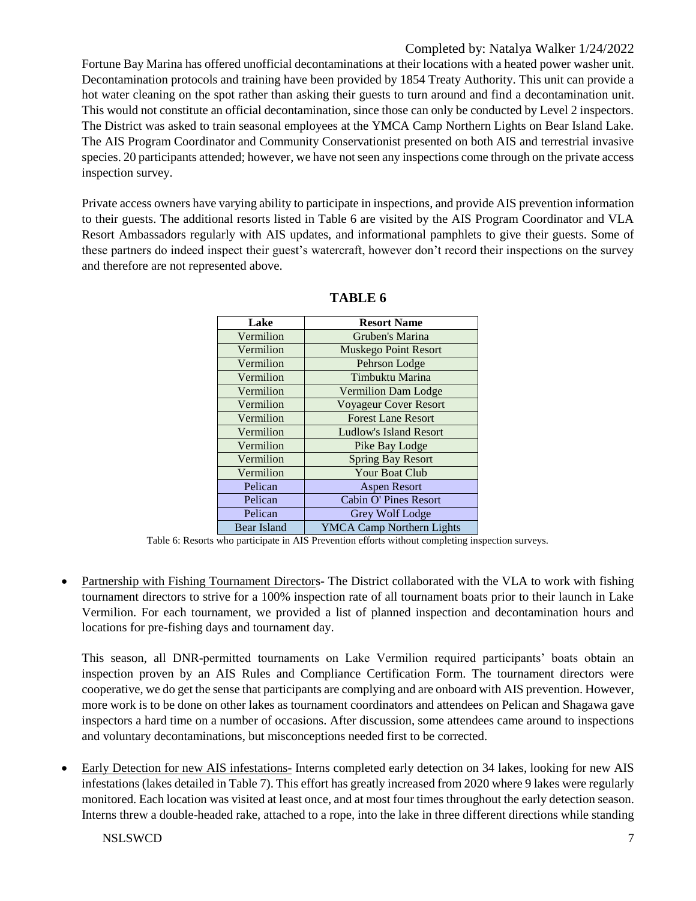Fortune Bay Marina has offered unofficial decontaminations at their locations with a heated power washer unit. Decontamination protocols and training have been provided by 1854 Treaty Authority. This unit can provide a hot water cleaning on the spot rather than asking their guests to turn around and find a decontamination unit. This would not constitute an official decontamination, since those can only be conducted by Level 2 inspectors. The District was asked to train seasonal employees at the YMCA Camp Northern Lights on Bear Island Lake. The AIS Program Coordinator and Community Conservationist presented on both AIS and terrestrial invasive species. 20 participants attended; however, we have not seen any inspections come through on the private access inspection survey.

Private access owners have varying ability to participate in inspections, and provide AIS prevention information to their guests. The additional resorts listed in Table 6 are visited by the AIS Program Coordinator and VLA Resort Ambassadors regularly with AIS updates, and informational pamphlets to give their guests. Some of these partners do indeed inspect their guest's watercraft, however don't record their inspections on the survey and therefore are not represented above.

**TABLE 6**

| Lake | Resort Name |
|---|---|
| Vermilion | Gruben's Marina |
| Vermilion | Muskego Point Resort |
| Vermilion | Pehrson Lodge |
| Vermilion | Timbuktu Marina |
| Vermilion | Vermilion Dam Lodge |
| Vermilion | Voyageur Cover Resort |
| Vermilion | Forest Lane Resort |
| Vermilion | Ludlow's Island Resort |
| Vermilion | Pike Bay Lodge |
| Vermilion | Spring Bay Resort |
| Vermilion | Your Boat Club |
| Pelican | Aspen Resort |
| Pelican | Cabin O' Pines Resort |
| Pelican | Grey Wolf Lodge |
| Bear Island | YMCA Camp Northern Lights |

Table 6: Resorts who participate in AIS Prevention efforts without completing inspection surveys.

- Partnership with Fishing Tournament Directors- The District collaborated with the VLA to work with fishing tournament directors to strive for a 100% inspection rate of all tournament boats prior to their launch in Lake Vermilion. For each tournament, we provided a list of planned inspection and decontamination hours and locations for pre-fishing days and tournament day.

  This season, all DNR-permitted tournaments on Lake Vermilion required participants' boats obtain an inspection proven by an AIS Rules and Compliance Certification Form. The tournament directors were cooperative, we do get the sense that participants are complying and are onboard with AIS prevention. However, more work is to be done on other lakes as tournament coordinators and attendees on Pelican and Shagawa gave inspectors a hard time on a number of occasions. After discussion, some attendees came around to inspections and voluntary decontaminations, but misconceptions needed first to be corrected.

- Early Detection for new AIS infestations- Interns completed early detection on 34 lakes, looking for new AIS infestations (lakes detailed in Table 7). This effort has greatly increased from 2020 where 9 lakes were regularly monitored. Each location was visited at least once, and at most four times throughout the early detection season. Interns threw a double-headed rake, attached to a rope, into the lake in three different directions while standing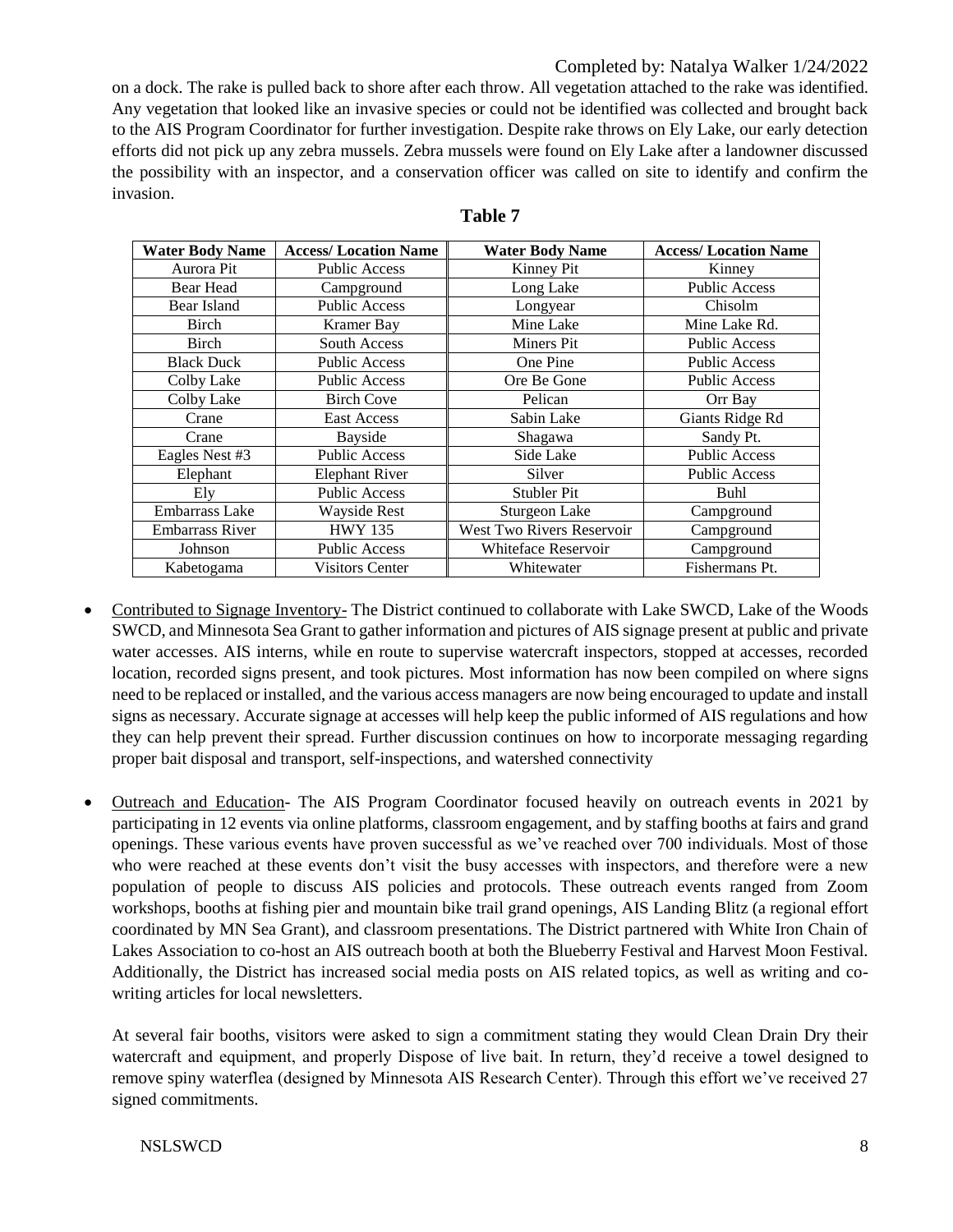on a dock. The rake is pulled back to shore after each throw. All vegetation attached to the rake was identified. Any vegetation that looked like an invasive species or could not be identified was collected and brought back to the AIS Program Coordinator for further investigation. Despite rake throws on Ely Lake, our early detection efforts did not pick up any zebra mussels. Zebra mussels were found on Ely Lake after a landowner discussed the possibility with an inspector, and a conservation officer was called on site to identify and confirm the invasion.

**Table 7**

| Water Body Name | Access/ Location Name | Water Body Name | Access/ Location Name |
|---|---|---|---|
| Aurora Pit | Public Access | Kinney Pit | Kinney |
| Bear Head | Campground | Long Lake | Public Access |
| Bear Island | Public Access | Longyear | Chisolm |
| Birch | Kramer Bay | Mine Lake | Mine Lake Rd. |
| Birch | South Access | Miners Pit | Public Access |
| Black Duck | Public Access | One Pine | Public Access |
| Colby Lake | Public Access | Ore Be Gone | Public Access |
| Colby Lake | Birch Cove | Pelican | Orr Bay |
| Crane | East Access | Sabin Lake | Giants Ridge Rd |
| Crane | Bayside | Shagawa | Sandy Pt. |
| Eagles Nest #3 | Public Access | Side Lake | Public Access |
| Elephant | Elephant River | Silver | Public Access |
| Ely | Public Access | Stubler Pit | Buhl |
| Embarrass Lake | Wayside Rest | Sturgeon Lake | Campground |
| Embarrass River | HWY 135 | West Two Rivers Reservoir | Campground |
| Johnson | Public Access | Whiteface Reservoir | Campground |
| Kabetogama | Visitors Center | Whitewater | Fishermans Pt. |

- Contributed to Signage Inventory- The District continued to collaborate with Lake SWCD, Lake of the Woods SWCD, and Minnesota Sea Grant to gather information and pictures of AIS signage present at public and private water accesses. AIS interns, while en route to supervise watercraft inspectors, stopped at accesses, recorded location, recorded signs present, and took pictures. Most information has now been compiled on where signs need to be replaced or installed, and the various access managers are now being encouraged to update and install signs as necessary. Accurate signage at accesses will help keep the public informed of AIS regulations and how they can help prevent their spread. Further discussion continues on how to incorporate messaging regarding proper bait disposal and transport, self-inspections, and watershed connectivity

- Outreach and Education- The AIS Program Coordinator focused heavily on outreach events in 2021 by participating in 12 events via online platforms, classroom engagement, and by staffing booths at fairs and grand openings. These various events have proven successful as we've reached over 700 individuals. Most of those who were reached at these events don't visit the busy accesses with inspectors, and therefore were a new population of people to discuss AIS policies and protocols. These outreach events ranged from Zoom workshops, booths at fishing pier and mountain bike trail grand openings, AIS Landing Blitz (a regional effort coordinated by MN Sea Grant), and classroom presentations. The District partnered with White Iron Chain of Lakes Association to co-host an AIS outreach booth at both the Blueberry Festival and Harvest Moon Festival. Additionally, the District has increased social media posts on AIS related topics, as well as writing and co-writing articles for local newsletters.

  At several fair booths, visitors were asked to sign a commitment stating they would Clean Drain Dry their watercraft and equipment, and properly Dispose of live bait. In return, they'd receive a towel designed to remove spiny waterflea (designed by Minnesota AIS Research Center). Through this effort we've received 27 signed commitments.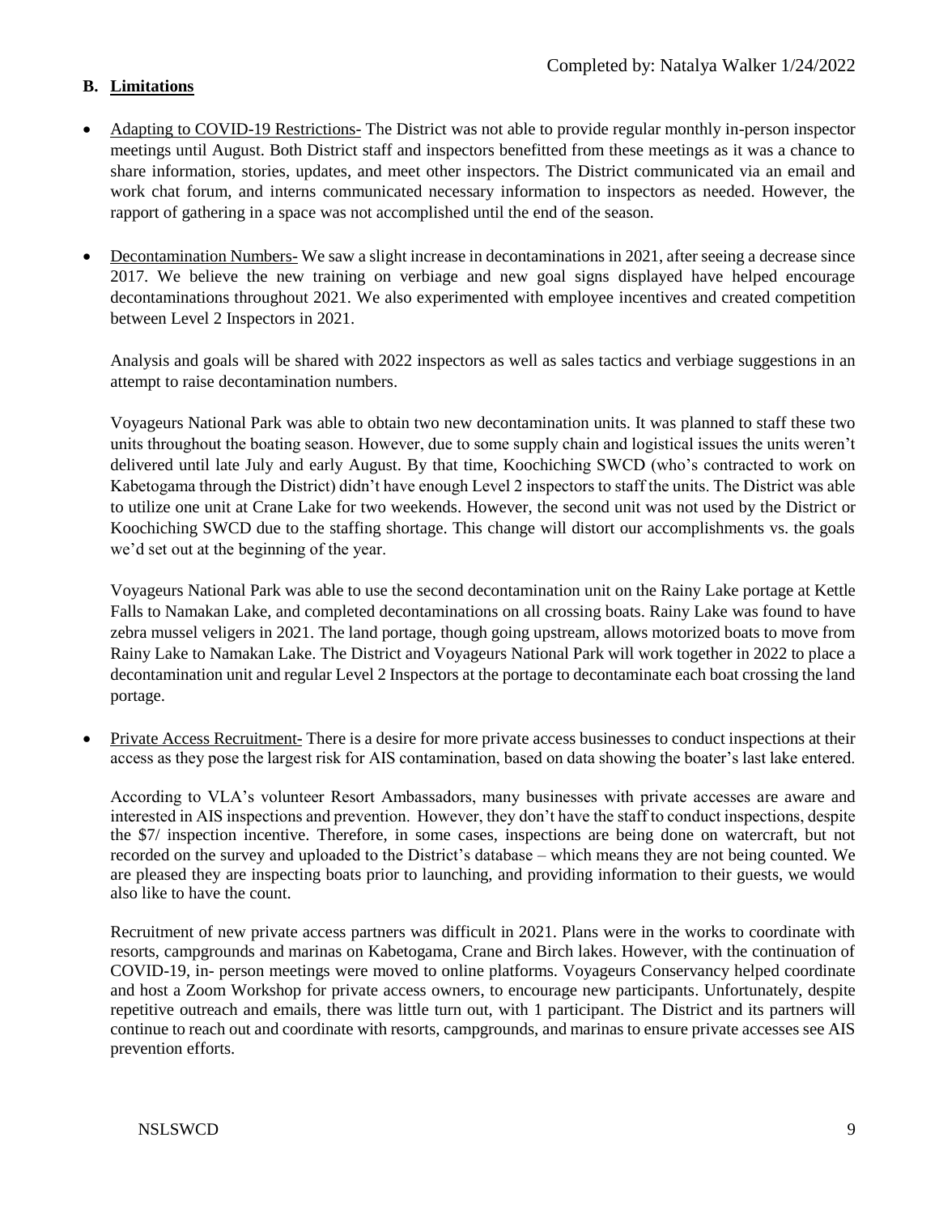Completed by: Natalya Walker 1/24/2022

## B. Limitations

- Adapting to COVID-19 Restrictions- The District was not able to provide regular monthly in-person inspector meetings until August. Both District staff and inspectors benefitted from these meetings as it was a chance to share information, stories, updates, and meet other inspectors. The District communicated via an email and work chat forum, and interns communicated necessary information to inspectors as needed. However, the rapport of gathering in a space was not accomplished until the end of the season.

- Decontamination Numbers- We saw a slight increase in decontaminations in 2021, after seeing a decrease since 2017. We believe the new training on verbiage and new goal signs displayed have helped encourage decontaminations throughout 2021. We also experimented with employee incentives and created competition between Level 2 Inspectors in 2021.

  Analysis and goals will be shared with 2022 inspectors as well as sales tactics and verbiage suggestions in an attempt to raise decontamination numbers.

  Voyageurs National Park was able to obtain two new decontamination units. It was planned to staff these two units throughout the boating season. However, due to some supply chain and logistical issues the units weren't delivered until late July and early August. By that time, Koochiching SWCD (who's contracted to work on Kabetogama through the District) didn't have enough Level 2 inspectors to staff the units. The District was able to utilize one unit at Crane Lake for two weekends. However, the second unit was not used by the District or Koochiching SWCD due to the staffing shortage. This change will distort our accomplishments vs. the goals we'd set out at the beginning of the year.

  Voyageurs National Park was able to use the second decontamination unit on the Rainy Lake portage at Kettle Falls to Namakan Lake, and completed decontaminations on all crossing boats. Rainy Lake was found to have zebra mussel veligers in 2021. The land portage, though going upstream, allows motorized boats to move from Rainy Lake to Namakan Lake. The District and Voyageurs National Park will work together in 2022 to place a decontamination unit and regular Level 2 Inspectors at the portage to decontaminate each boat crossing the land portage.

- Private Access Recruitment- There is a desire for more private access businesses to conduct inspections at their access as they pose the largest risk for AIS contamination, based on data showing the boater's last lake entered.

  According to VLA's volunteer Resort Ambassadors, many businesses with private accesses are aware and interested in AIS inspections and prevention. However, they don't have the staff to conduct inspections, despite the $7/ inspection incentive. Therefore, in some cases, inspections are being done on watercraft, but not recorded on the survey and uploaded to the District's database – which means they are not being counted. We are pleased they are inspecting boats prior to launching, and providing information to their guests, we would also like to have the count.

  Recruitment of new private access partners was difficult in 2021. Plans were in the works to coordinate with resorts, campgrounds and marinas on Kabetogama, Crane and Birch lakes. However, with the continuation of COVID-19, in- person meetings were moved to online platforms. Voyageurs Conservancy helped coordinate and host a Zoom Workshop for private access owners, to encourage new participants. Unfortunately, despite repetitive outreach and emails, there was little turn out, with 1 participant. The District and its partners will continue to reach out and coordinate with resorts, campgrounds, and marinas to ensure private accesses see AIS prevention efforts.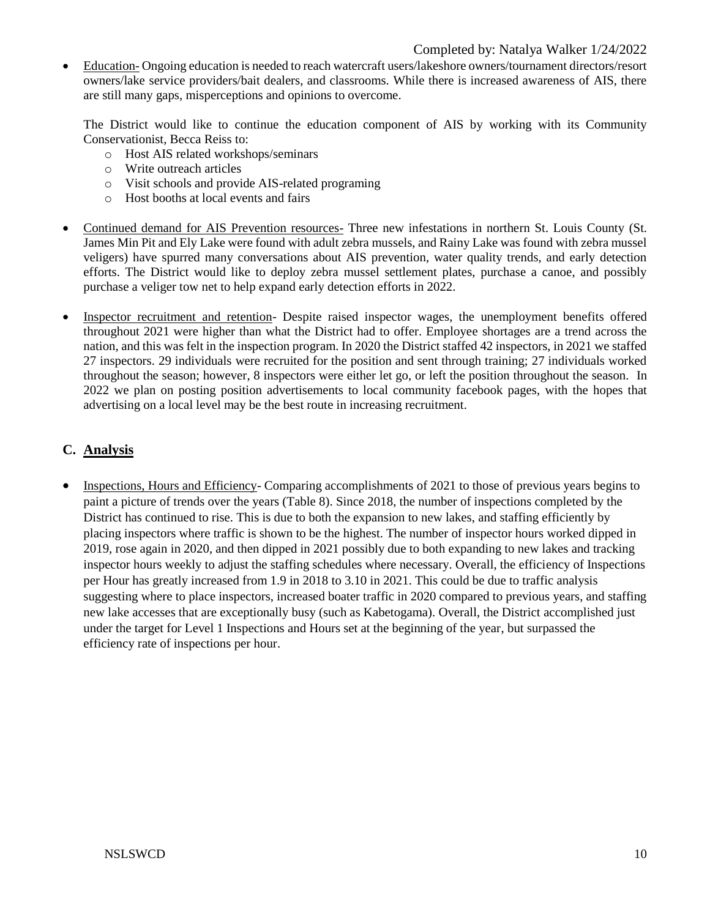Completed by: Natalya Walker 1/24/2022

- Education- Ongoing education is needed to reach watercraft users/lakeshore owners/tournament directors/resort owners/lake service providers/bait dealers, and classrooms. While there is increased awareness of AIS, there are still many gaps, misperceptions and opinions to overcome.

  The District would like to continue the education component of AIS by working with its Community Conservationist, Becca Reiss to:
  - Host AIS related workshops/seminars
  - Write outreach articles
  - Visit schools and provide AIS-related programing
  - Host booths at local events and fairs

- Continued demand for AIS Prevention resources- Three new infestations in northern St. Louis County (St. James Min Pit and Ely Lake were found with adult zebra mussels, and Rainy Lake was found with zebra mussel veligers) have spurred many conversations about AIS prevention, water quality trends, and early detection efforts. The District would like to deploy zebra mussel settlement plates, purchase a canoe, and possibly purchase a veliger tow net to help expand early detection efforts in 2022.

- Inspector recruitment and retention- Despite raised inspector wages, the unemployment benefits offered throughout 2021 were higher than what the District had to offer. Employee shortages are a trend across the nation, and this was felt in the inspection program. In 2020 the District staffed 42 inspectors, in 2021 we staffed 27 inspectors. 29 individuals were recruited for the position and sent through training; 27 individuals worked throughout the season; however, 8 inspectors were either let go, or left the position throughout the season. In 2022 we plan on posting position advertisements to local community facebook pages, with the hopes that advertising on a local level may be the best route in increasing recruitment.

## C. Analysis

- Inspections, Hours and Efficiency- Comparing accomplishments of 2021 to those of previous years begins to paint a picture of trends over the years (Table 8). Since 2018, the number of inspections completed by the District has continued to rise. This is due to both the expansion to new lakes, and staffing efficiently by placing inspectors where traffic is shown to be the highest. The number of inspector hours worked dipped in 2019, rose again in 2020, and then dipped in 2021 possibly due to both expanding to new lakes and tracking inspector hours weekly to adjust the staffing schedules where necessary. Overall, the efficiency of Inspections per Hour has greatly increased from 1.9 in 2018 to 3.10 in 2021. This could be due to traffic analysis suggesting where to place inspectors, increased boater traffic in 2020 compared to previous years, and staffing new lake accesses that are exceptionally busy (such as Kabetogama). Overall, the District accomplished just under the target for Level 1 Inspections and Hours set at the beginning of the year, but surpassed the efficiency rate of inspections per hour.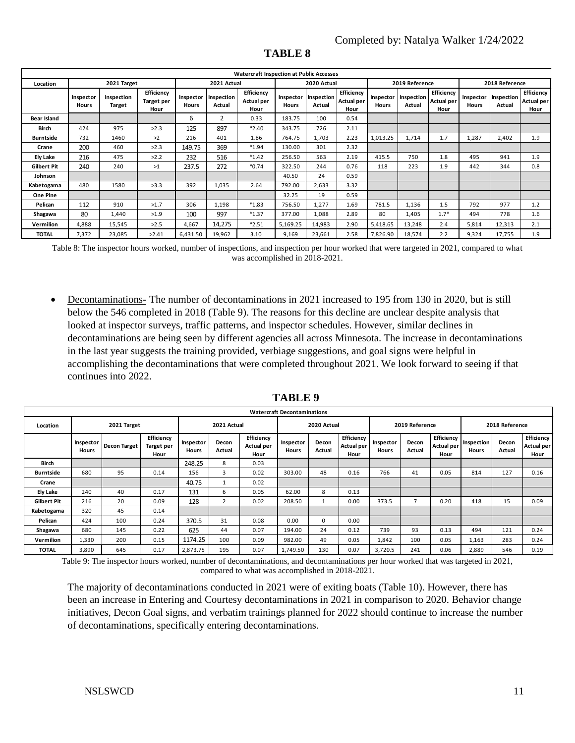Completed by: Natalya Walker 1/24/2022

**TABLE 8**

| Watercraft Inspection at Public Accesses | | | | | | | | | | | | | | | |
|---|---|---|---|---|---|---|---|---|---|---|---|---|---|---|---|
| Location | 2021 Target | | | 2021 Actual | | | 2020 Actual | | | 2019 Reference | | | 2018 Reference | | |
| | Inspector Hours | Inspection Target | Efficiency Target per Hour | Inspector Hours | Inspection Actual | Efficiency Actual per Hour | Inspector Hours | Inspection Actual | Efficiency Actual per Hour | Inspector Hours | Inspection Actual | Efficiency Actual per Hour | Inspector Hours | Inspection Actual | Efficiency Actual per Hour |
| Bear Island | | | | 6 | 2 | 0.33 | 183.75 | 100 | 0.54 | | | | | | |
| Birch | 424 | 975 | >2.3 | 125 | 897 | *2.40 | 343.75 | 726 | 2.11 | | | | | | |
| Burntside | 732 | 1460 | >2 | 216 | 401 | 1.86 | 764.75 | 1,703 | 2.23 | 1,013.25 | 1,714 | 1.7 | 1,287 | 2,402 | 1.9 |
| Crane | 200 | 460 | >2.3 | 149.75 | 369 | *1.94 | 130.00 | 301 | 2.32 | | | | | | |
| Ely Lake | 216 | 475 | >2.2 | 232 | 516 | *1.42 | 256.50 | 563 | 2.19 | 415.5 | 750 | 1.8 | 495 | 941 | 1.9 |
| Gilbert Pit | 240 | 240 | >1 | 237.5 | 272 | *0.74 | 322.50 | 244 | 0.76 | 118 | 223 | 1.9 | 442 | 344 | 0.8 |
| Johnson | | | | | | | 40.50 | 24 | 0.59 | | | | | | |
| Kabetogama | 480 | 1580 | >3.3 | 392 | 1,035 | 2.64 | 792.00 | 2,633 | 3.32 | | | | | | |
| One Pine | | | | | | | 32.25 | 19 | 0.59 | | | | | | |
| Pelican | 112 | 910 | >1.7 | 306 | 1,198 | *1.83 | 756.50 | 1,277 | 1.69 | 781.5 | 1,136 | 1.5 | 792 | 977 | 1.2 |
| Shagawa | 80 | 1,440 | >1.9 | 100 | 997 | *1.37 | 377.00 | 1,088 | 2.89 | 80 | 1,405 | 1.7* | 494 | 778 | 1.6 |
| Vermilion | 4,888 | 15,545 | >2.5 | 4,667 | 14,275 | *2.51 | 5,169.25 | 14,983 | 2.90 | 5,418.65 | 13,248 | 2.4 | 5,814 | 12,313 | 2.1 |
| TOTAL | 7,372 | 23,085 | >2.41 | 6,431.50 | 19,962 | 3.10 | 9,169 | 23,661 | 2.58 | 7,826.90 | 18,574 | 2.2 | 9,324 | 17,755 | 1.9 |

Table 8: The inspector hours worked, number of inspections, and inspection per hour worked that were targeted in 2021, compared to what was accomplished in 2018-2021.

- Decontaminations- The number of decontaminations in 2021 increased to 195 from 130 in 2020, but is still below the 546 completed in 2018 (Table 9). The reasons for this decline are unclear despite analysis that looked at inspector surveys, traffic patterns, and inspector schedules. However, similar declines in decontaminations are being seen by different agencies all across Minnesota. The increase in decontaminations in the last year suggests the training provided, verbiage suggestions, and goal signs were helpful in accomplishing the decontaminations that were completed throughout 2021. We look forward to seeing if that continues into 2022.

**TABLE 9**

| Watercraft Decontaminations | | | | | | | | | | | | | | | |
|---|---|---|---|---|---|---|---|---|---|---|---|---|---|---|---|
| Location | 2021 Target | | | 2021 Actual | | | 2020 Actual | | | 2019 Reference | | | 2018 Reference | | |
| | Inspector Hours | Decon Target | Efficiency Target per Hour | Inspector Hours | Decon Actual | Efficiency Actual per Hour | Inspector Hours | Decon Actual | Efficiency Actual per Hour | Inspector Hours | Decon Actual | Efficiency Actual per Hour | Inspection Hours | Decon Actual | Efficiency Actual per Hour |
| Birch | | | | 248.25 | 8 | 0.03 | | | | | | | | | |
| Burntside | 680 | 95 | 0.14 | 156 | 3 | 0.02 | 303.00 | 48 | 0.16 | 766 | 41 | 0.05 | 814 | 127 | 0.16 |
| Crane | | | | 40.75 | 1 | 0.02 | | | | | | | | | |
| Ely Lake | 240 | 40 | 0.17 | 131 | 6 | 0.05 | 62.00 | 8 | 0.13 | | | | | | |
| Gilbert Pit | 216 | 20 | 0.09 | 128 | 2 | 0.02 | 208.50 | 1 | 0.00 | 373.5 | 7 | 0.20 | 418 | 15 | 0.09 |
| Kabetogama | 320 | 45 | 0.14 | | | | | | | | | | | | |
| Pelican | 424 | 100 | 0.24 | 370.5 | 31 | 0.08 | 0.00 | 0 | 0.00 | | | | | | |
| Shagawa | 680 | 145 | 0.22 | 625 | 44 | 0.07 | 194.00 | 24 | 0.12 | 739 | 93 | 0.13 | 494 | 121 | 0.24 |
| Vermilion | 1,330 | 200 | 0.15 | 1174.25 | 100 | 0.09 | 982.00 | 49 | 0.05 | 1,842 | 100 | 0.05 | 1,163 | 283 | 0.24 |
| TOTAL | 3,890 | 645 | 0.17 | 2,873.75 | 195 | 0.07 | 1,749.50 | 130 | 0.07 | 3,720.5 | 241 | 0.06 | 2,889 | 546 | 0.19 |

Table 9: The inspector hours worked, number of decontaminations, and decontaminations per hour worked that was targeted in 2021, compared to what was accomplished in 2018-2021.

The majority of decontaminations conducted in 2021 were of exiting boats (Table 10). However, there has been an increase in Entering and Courtesy decontaminations in 2021 in comparison to 2020. Behavior change initiatives, Decon Goal signs, and verbatim trainings planned for 2022 should continue to increase the number of decontaminations, specifically entering decontaminations.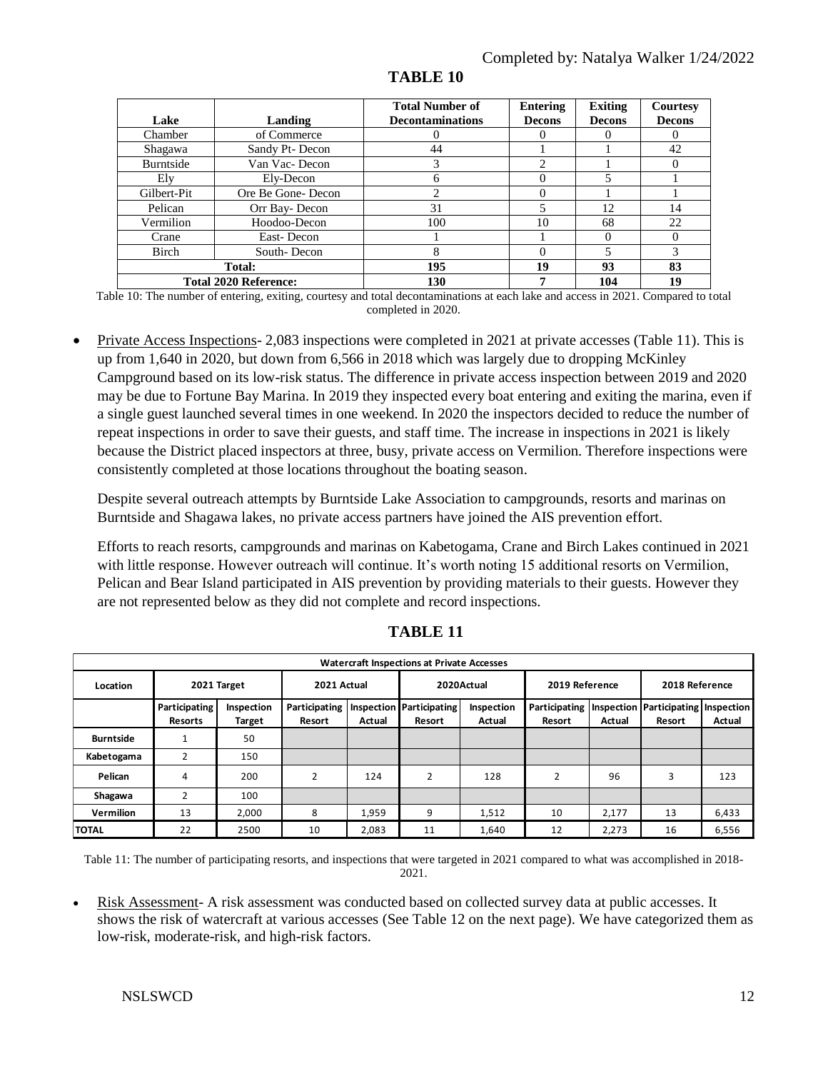Completed by: Natalya Walker 1/24/2022

**TABLE 10**

| Lake | Landing | Total Number of Decontaminations | Entering Decons | Exiting Decons | Courtesy Decons |
|---|---|---|---|---|---|
| Chamber | of Commerce | 0 | 0 | 0 | 0 |
| Shagawa | Sandy Pt- Decon | 44 | 1 | 1 | 42 |
| Burntside | Van Vac- Decon | 3 | 2 | 1 | 0 |
| Ely | Ely-Decon | 6 | 0 | 5 | 1 |
| Gilbert-Pit | Ore Be Gone- Decon | 2 | 0 | 1 | 1 |
| Pelican | Orr Bay- Decon | 31 | 5 | 12 | 14 |
| Vermilion | Hoodoo-Decon | 100 | 10 | 68 | 22 |
| Crane | East- Decon | 1 | 1 | 0 | 0 |
| Birch | South- Decon | 8 | 0 | 5 | 3 |
| **Total:** | | **195** | **19** | **93** | **83** |
| **Total 2020 Reference:** | | **130** | **7** | **104** | **19** |

Table 10: The number of entering, exiting, courtesy and total decontaminations at each lake and access in 2021. Compared to total completed in 2020.

- Private Access Inspections- 2,083 inspections were completed in 2021 at private accesses (Table 11). This is up from 1,640 in 2020, but down from 6,566 in 2018 which was largely due to dropping McKinley Campground based on its low-risk status. The difference in private access inspection between 2019 and 2020 may be due to Fortune Bay Marina. In 2019 they inspected every boat entering and exiting the marina, even if a single guest launched several times in one weekend. In 2020 the inspectors decided to reduce the number of repeat inspections in order to save their guests, and staff time. The increase in inspections in 2021 is likely because the District placed inspectors at three, busy, private access on Vermilion. Therefore inspections were consistently completed at those locations throughout the boating season.

  Despite several outreach attempts by Burntside Lake Association to campgrounds, resorts and marinas on Burntside and Shagawa lakes, no private access partners have joined the AIS prevention effort.

  Efforts to reach resorts, campgrounds and marinas on Kabetogama, Crane and Birch Lakes continued in 2021 with little response. However outreach will continue. It's worth noting 15 additional resorts on Vermilion, Pelican and Bear Island participated in AIS prevention by providing materials to their guests. However they are not represented below as they did not complete and record inspections.

**TABLE 11**

| Watercraft Inspections at Private Accesses | | | | | | | | | | |
|---|---|---|---|---|---|---|---|---|---|---|
| **Location** | **2021 Target** | | **2021 Actual** | | **2020Actual** | | **2019 Reference** | | **2018 Reference** | |
| | **Participating Resorts** | **Inspection Target** | **Participating Resort** | **Inspection Actual** | **Participating Resort** | **Inspection Actual** | **Participating Resort** | **Inspection Actual** | **Participating Resort** | **Inspection Actual** |
| **Burntside** | 1 | 50 | | | | | | | | |
| **Kabetogama** | 2 | 150 | | | | | | | | |
| **Pelican** | 4 | 200 | 2 | 124 | 2 | 128 | 2 | 96 | 3 | 123 |
| **Shagawa** | 2 | 100 | | | | | | | | |
| **Vermilion** | 13 | 2,000 | 8 | 1,959 | 9 | 1,512 | 10 | 2,177 | 13 | 6,433 |
| **TOTAL** | 22 | 2500 | 10 | 2,083 | 11 | 1,640 | 12 | 2,273 | 16 | 6,556 |

Table 11: The number of participating resorts, and inspections that were targeted in 2021 compared to what was accomplished in 2018-2021.

- Risk Assessment- A risk assessment was conducted based on collected survey data at public accesses. It shows the risk of watercraft at various accesses (See Table 12 on the next page). We have categorized them as low-risk, moderate-risk, and high-risk factors.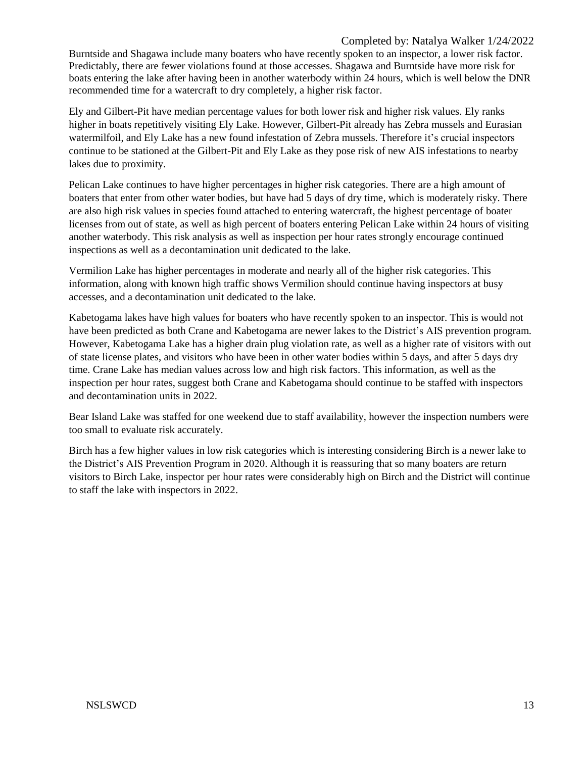Burntside and Shagawa include many boaters who have recently spoken to an inspector, a lower risk factor. Predictably, there are fewer violations found at those accesses. Shagawa and Burntside have more risk for boats entering the lake after having been in another waterbody within 24 hours, which is well below the DNR recommended time for a watercraft to dry completely, a higher risk factor.

Ely and Gilbert-Pit have median percentage values for both lower risk and higher risk values. Ely ranks higher in boats repetitively visiting Ely Lake. However, Gilbert-Pit already has Zebra mussels and Eurasian watermilfoil, and Ely Lake has a new found infestation of Zebra mussels. Therefore it's crucial inspectors continue to be stationed at the Gilbert-Pit and Ely Lake as they pose risk of new AIS infestations to nearby lakes due to proximity.

Pelican Lake continues to have higher percentages in higher risk categories. There are a high amount of boaters that enter from other water bodies, but have had 5 days of dry time, which is moderately risky. There are also high risk values in species found attached to entering watercraft, the highest percentage of boater licenses from out of state, as well as high percent of boaters entering Pelican Lake within 24 hours of visiting another waterbody. This risk analysis as well as inspection per hour rates strongly encourage continued inspections as well as a decontamination unit dedicated to the lake.

Vermilion Lake has higher percentages in moderate and nearly all of the higher risk categories. This information, along with known high traffic shows Vermilion should continue having inspectors at busy accesses, and a decontamination unit dedicated to the lake.

Kabetogama lakes have high values for boaters who have recently spoken to an inspector. This is would not have been predicted as both Crane and Kabetogama are newer lakes to the District's AIS prevention program. However, Kabetogama Lake has a higher drain plug violation rate, as well as a higher rate of visitors with out of state license plates, and visitors who have been in other water bodies within 5 days, and after 5 days dry time. Crane Lake has median values across low and high risk factors. This information, as well as the inspection per hour rates, suggest both Crane and Kabetogama should continue to be staffed with inspectors and decontamination units in 2022.

Bear Island Lake was staffed for one weekend due to staff availability, however the inspection numbers were too small to evaluate risk accurately.

Birch has a few higher values in low risk categories which is interesting considering Birch is a newer lake to the District's AIS Prevention Program in 2020. Although it is reassuring that so many boaters are return visitors to Birch Lake, inspector per hour rates were considerably high on Birch and the District will continue to staff the lake with inspectors in 2022.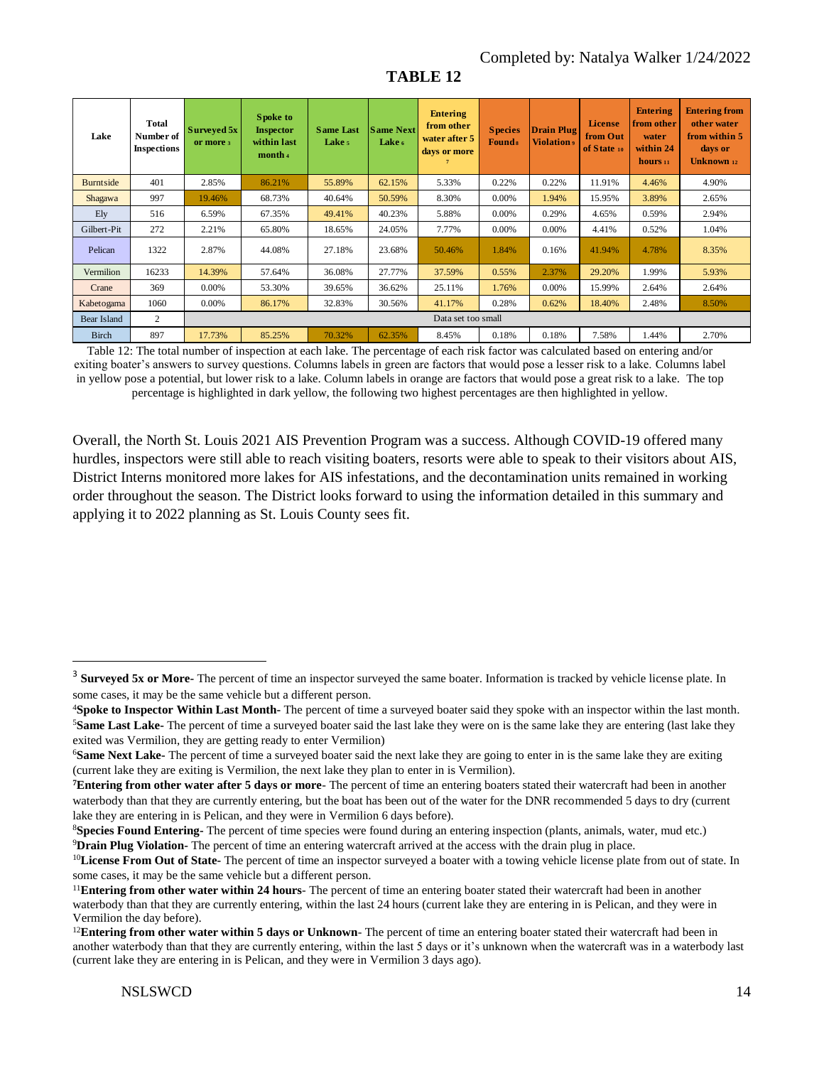Completed by: Natalya Walker 1/24/2022

# TABLE 12

| Lake | Total Number of Inspections | Surveyed 5x or more [3] | Spoke to Inspector within last month [4] | Same Last Lake [5] | Same Next Lake [6] | Entering from other water after 5 days or more [7] | Species Found [8] | Drain Plug Violation [9] | License from Out of State [10] | Entering from other water within 24 hours [11] | Entering from other water from within 5 days or Unknown [12] |
|---|---|---|---|---|---|---|---|---|---|---|---|
| Burntside | 401 | 2.85% | 86.21% | 55.89% | 62.15% | 5.33% | 0.22% | 0.22% | 11.91% | 4.46% | 4.90% |
| Shagawa | 997 | 19.46% | 68.73% | 40.64% | 50.59% | 8.30% | 0.00% | 1.94% | 15.95% | 3.89% | 2.65% |
| Ely | 516 | 6.59% | 67.35% | 49.41% | 40.23% | 5.88% | 0.00% | 0.29% | 4.65% | 0.59% | 2.94% |
| Gilbert-Pit | 272 | 2.21% | 65.80% | 18.65% | 24.05% | 7.77% | 0.00% | 0.00% | 4.41% | 0.52% | 1.04% |
| Pelican | 1322 | 2.87% | 44.08% | 27.18% | 23.68% | 50.46% | 1.84% | 0.16% | 41.94% | 4.78% | 8.35% |
| Vermilion | 16233 | 14.39% | 57.64% | 36.08% | 27.77% | 37.59% | 0.55% | 2.37% | 29.20% | 1.99% | 5.93% |
| Crane | 369 | 0.00% | 53.30% | 39.65% | 36.62% | 25.11% | 1.76% | 0.00% | 15.99% | 2.64% | 2.64% |
| Kabetogama | 1060 | 0.00% | 86.17% | 32.83% | 30.56% | 41.17% | 0.28% | 0.62% | 18.40% | 2.48% | 8.50% |
| Bear Island | 2 | Data set too small | | | | | | | | | |
| Birch | 897 | 17.73% | 85.25% | 70.32% | 62.35% | 8.45% | 0.18% | 0.18% | 7.58% | 1.44% | 2.70% |

Table 12: The total number of inspection at each lake. The percentage of each risk factor was calculated based on entering and/or exiting boater's answers to survey questions. Columns labels in green are factors that would pose a lesser risk to a lake. Columns label in yellow pose a potential, but lower risk to a lake. Column labels in orange are factors that would pose a great risk to a lake. The top percentage is highlighted in dark yellow, the following two highest percentages are then highlighted in yellow.

Overall, the North St. Louis 2021 AIS Prevention Program was a success. Although COVID-19 offered many hurdles, inspectors were still able to reach visiting boaters, resorts were able to speak to their visitors about AIS, District Interns monitored more lakes for AIS infestations, and the decontamination units remained in working order throughout the season. The District looks forward to using the information detailed in this summary and applying it to 2022 planning as St. Louis County sees fit.

---

[3] **Surveyed 5x or More-** The percent of time an inspector surveyed the same boater. Information is tracked by vehicle license plate. In some cases, it may be the same vehicle but a different person.

[4] **Spoke to Inspector Within Last Month-** The percent of time a surveyed boater said they spoke with an inspector within the last month.

[5] **Same Last Lake-** The percent of time a surveyed boater said the last lake they were on is the same lake they are entering (last lake they exited was Vermilion, they are getting ready to enter Vermilion)

[6] **Same Next Lake-** The percent of time a surveyed boater said the next lake they are going to enter in is the same lake they are exiting (current lake they are exiting is Vermilion, the next lake they plan to enter in is Vermilion).

[7] **Entering from other water after 5 days or more-** The percent of time an entering boaters stated their watercraft had been in another waterbody than that they are currently entering, but the boat has been out of the water for the DNR recommended 5 days to dry (current lake they are entering in is Pelican, and they were in Vermilion 6 days before).

[8] **Species Found Entering-** The percent of time species were found during an entering inspection (plants, animals, water, mud etc.)

[9] **Drain Plug Violation-** The percent of time an entering watercraft arrived at the access with the drain plug in place.

[10] **License From Out of State-** The percent of time an inspector surveyed a boater with a towing vehicle license plate from out of state. In some cases, it may be the same vehicle but a different person.

[11] **Entering from other water within 24 hours-** The percent of time an entering boater stated their watercraft had been in another waterbody than that they are currently entering, within the last 24 hours (current lake they are entering in is Pelican, and they were in Vermilion the day before).

[12] **Entering from other water within 5 days or Unknown-** The percent of time an entering boater stated their watercraft had been in another waterbody than that they are currently entering, within the last 5 days or it's unknown when the watercraft was in a waterbody last (current lake they are entering in is Pelican, and they were in Vermilion 3 days ago).